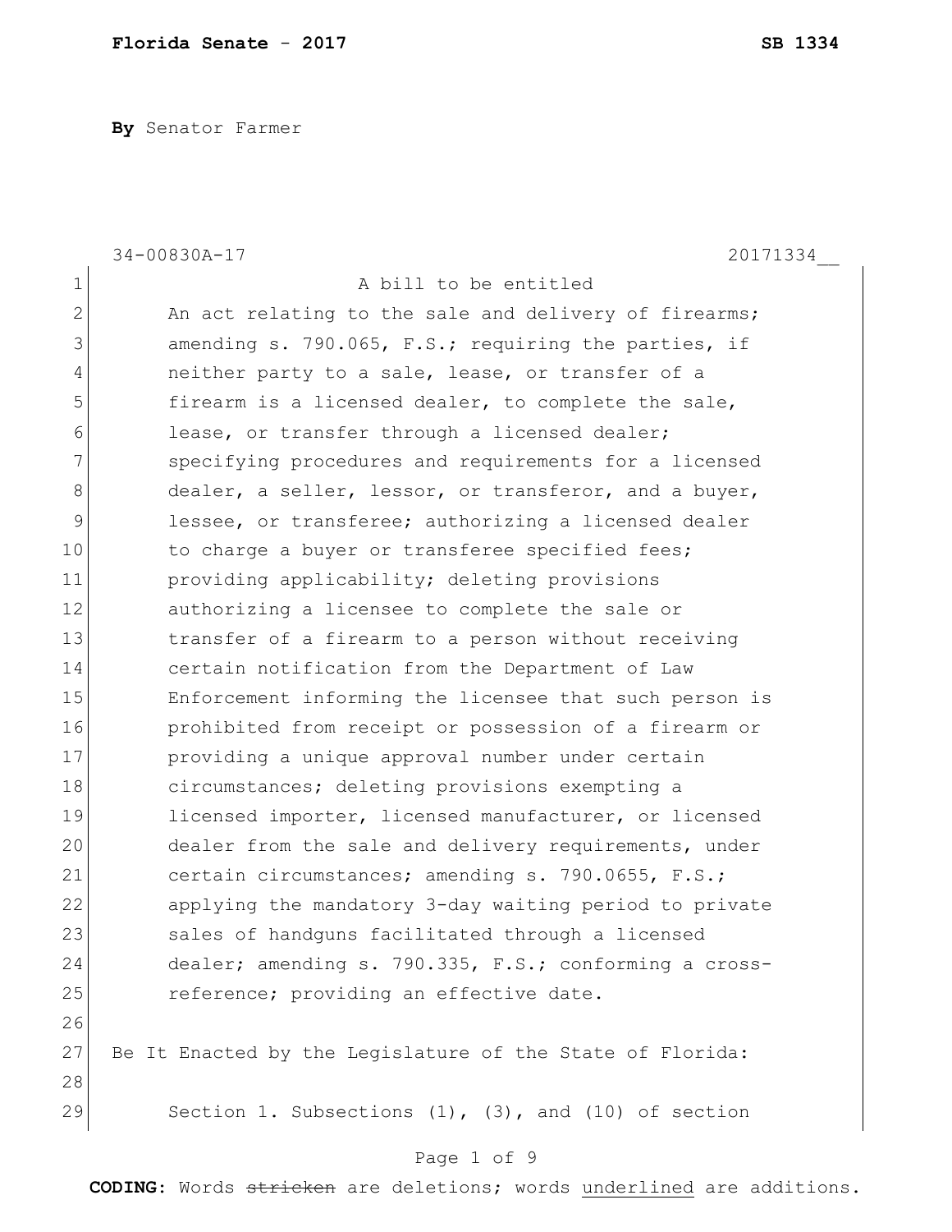**By** Senator Farmer

34-00830A-17 20171334__

A bill to be entitled

An act relating to the sale and delivery of firearms; amending s. 790.065, F.S.; requiring the parties, if neither party to a sale, lease, or transfer of a firearm is a licensed dealer, to complete the sale, lease, or transfer through a licensed dealer; specifying procedures and requirements for a licensed dealer, a seller, lessor, or transferor, and a buyer, lessee, or transferee; authorizing a licensed dealer to charge a buyer or transferee specified fees; providing applicability; deleting provisions authorizing a licensee to complete the sale or transfer of a firearm to a person without receiving certain notification from the Department of Law Enforcement informing the licensee that such person is prohibited from receipt or possession of a firearm or providing a unique approval number under certain circumstances; deleting provisions exempting a licensed importer, licensed manufacturer, or licensed dealer from the sale and delivery requirements, under certain circumstances; amending s. 790.0655, F.S.; applying the mandatory 3-day waiting period to private sales of handguns facilitated through a licensed dealer; amending s. 790.335, F.S.; conforming a cross-reference; providing an effective date.

Be It Enacted by the Legislature of the State of Florida:

Section 1. Subsections (1), (3), and (10) of section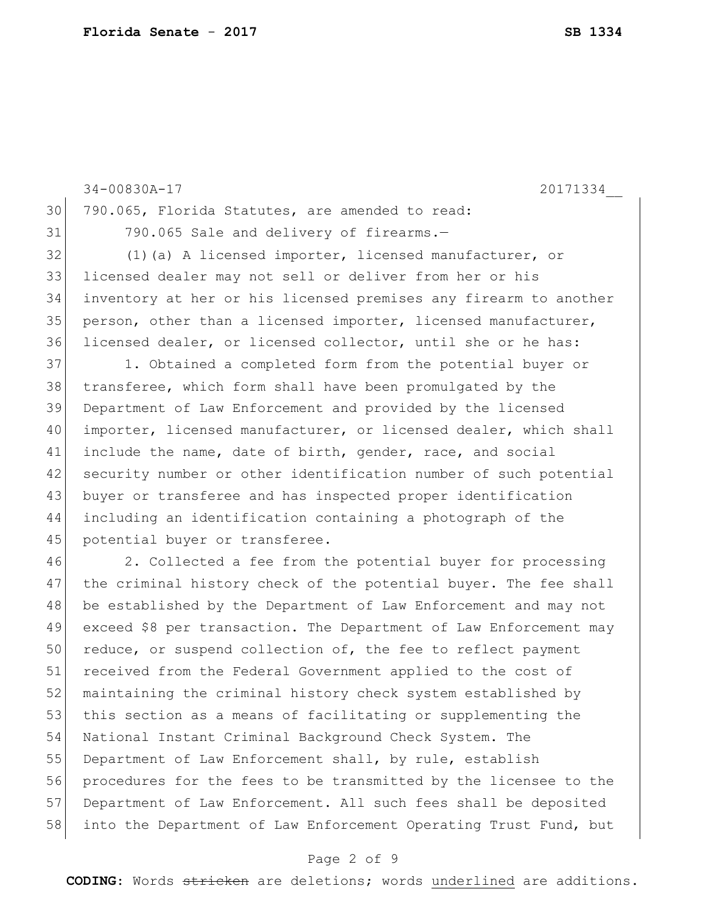790.065, Florida Statutes, are amended to read:

790.065 Sale and delivery of firearms.—

(1)(a) A licensed importer, licensed manufacturer, or licensed dealer may not sell or deliver from her or his inventory at her or his licensed premises any firearm to another person, other than a licensed importer, licensed manufacturer, licensed dealer, or licensed collector, until she or he has:

1. Obtained a completed form from the potential buyer or transferee, which form shall have been promulgated by the Department of Law Enforcement and provided by the licensed importer, licensed manufacturer, or licensed dealer, which shall include the name, date of birth, gender, race, and social security number or other identification number of such potential buyer or transferee and has inspected proper identification including an identification containing a photograph of the potential buyer or transferee.

2. Collected a fee from the potential buyer for processing the criminal history check of the potential buyer. The fee shall be established by the Department of Law Enforcement and may not exceed \$8 per transaction. The Department of Law Enforcement may reduce, or suspend collection of, the fee to reflect payment received from the Federal Government applied to the cost of maintaining the criminal history check system established by this section as a means of facilitating or supplementing the National Instant Criminal Background Check System. The Department of Law Enforcement shall, by rule, establish procedures for the fees to be transmitted by the licensee to the Department of Law Enforcement. All such fees shall be deposited into the Department of Law Enforcement Operating Trust Fund, but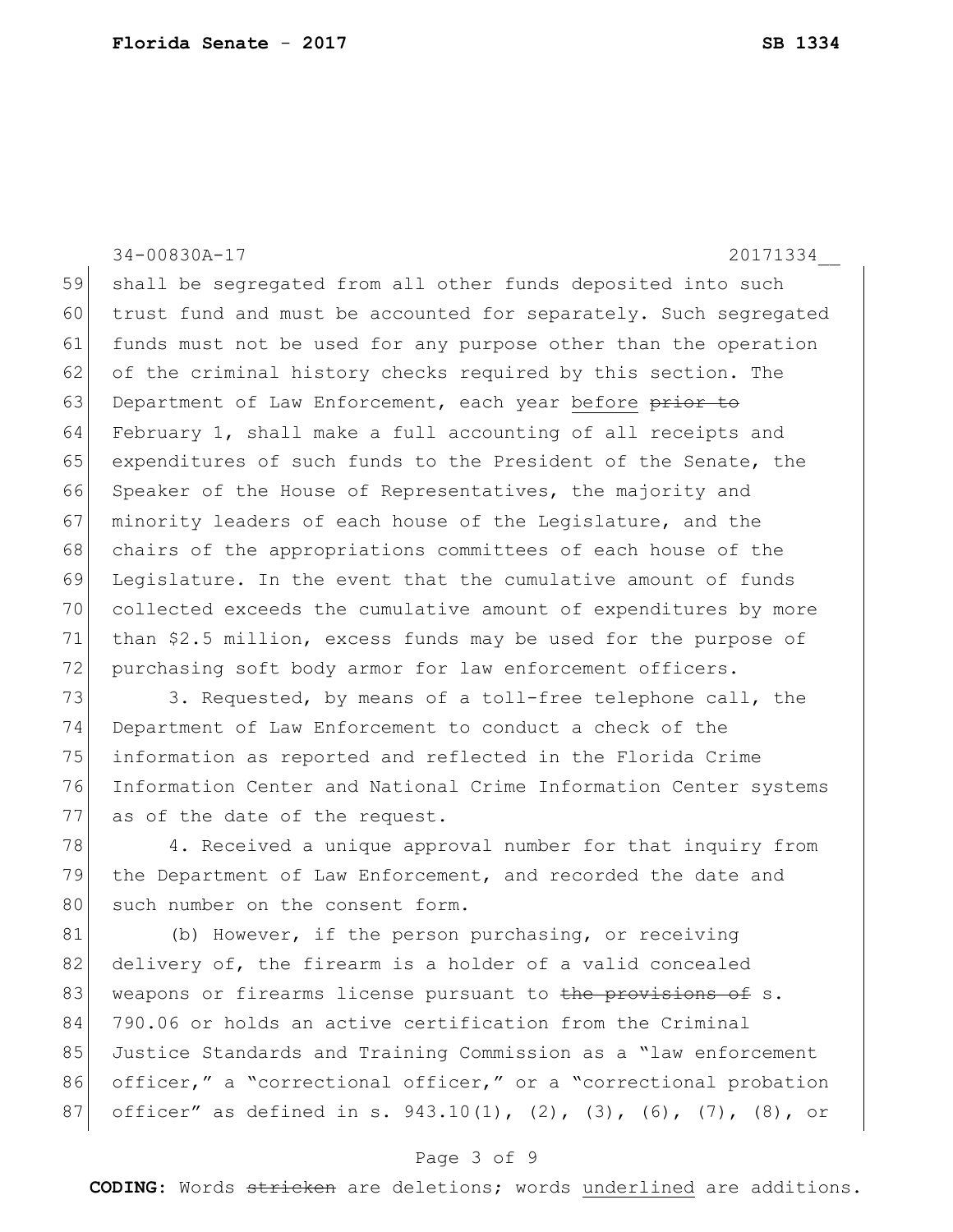shall be segregated from all other funds deposited into such trust fund and must be accounted for separately. Such segregated funds must not be used for any purpose other than the operation of the criminal history checks required by this section. The Department of Law Enforcement, each year <u>before</u> ~~prior to~~ February 1, shall make a full accounting of all receipts and expenditures of such funds to the President of the Senate, the Speaker of the House of Representatives, the majority and minority leaders of each house of the Legislature, and the chairs of the appropriations committees of each house of the Legislature. In the event that the cumulative amount of funds collected exceeds the cumulative amount of expenditures by more than $2.5 million, excess funds may be used for the purpose of purchasing soft body armor for law enforcement officers.

3. Requested, by means of a toll-free telephone call, the Department of Law Enforcement to conduct a check of the information as reported and reflected in the Florida Crime Information Center and National Crime Information Center systems as of the date of the request.

4. Received a unique approval number for that inquiry from the Department of Law Enforcement, and recorded the date and such number on the consent form.

(b) However, if the person purchasing, or receiving delivery of, the firearm is a holder of a valid concealed weapons or firearms license pursuant to ~~the provisions of~~ s. 790.06 or holds an active certification from the Criminal Justice Standards and Training Commission as a "law enforcement officer," a "correctional officer," or a "correctional probation officer" as defined in s. 943.10(1), (2), (3), (6), (7), (8), or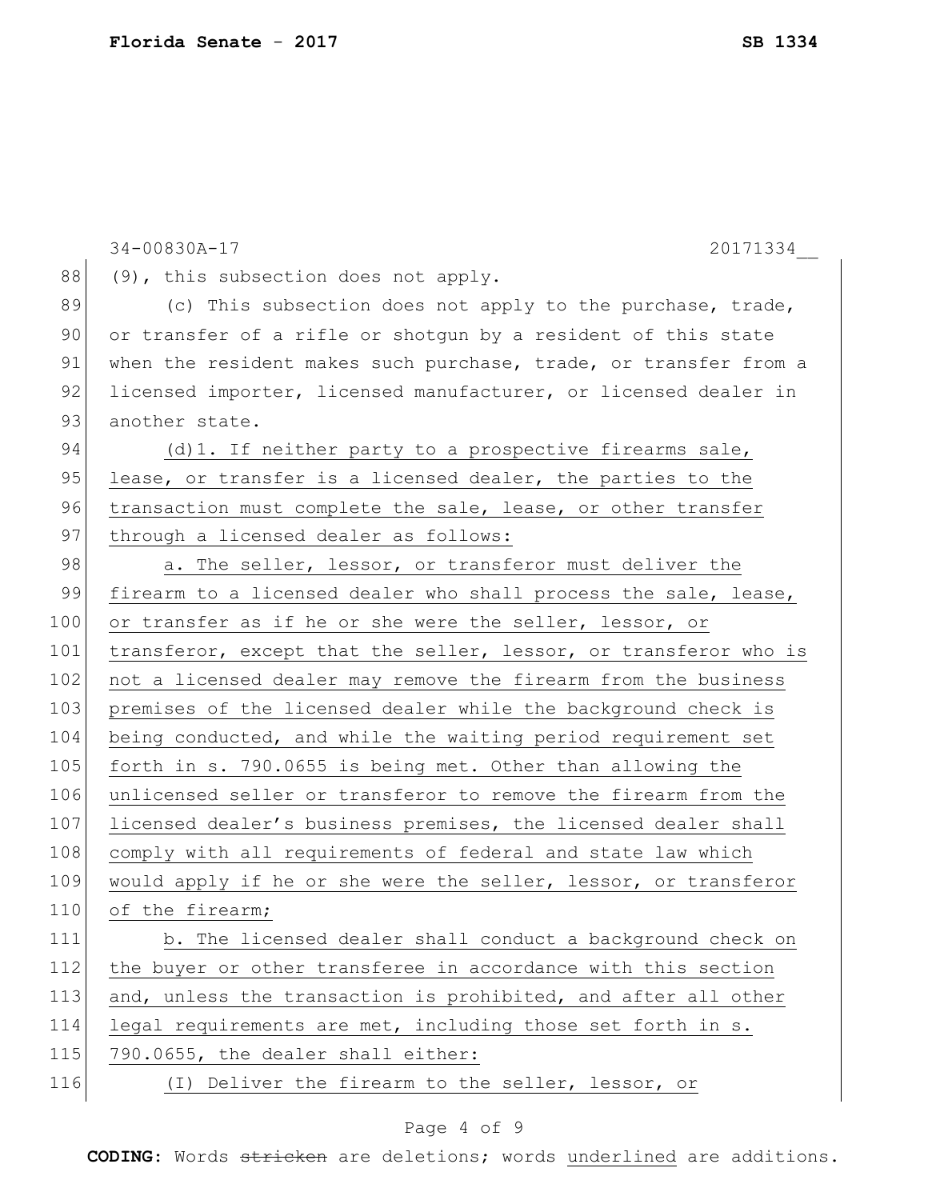(9), this subsection does not apply.

(c) This subsection does not apply to the purchase, trade, or transfer of a rifle or shotgun by a resident of this state when the resident makes such purchase, trade, or transfer from a licensed importer, licensed manufacturer, or licensed dealer in another state.

<u>(d)1. If neither party to a prospective firearms sale, lease, or transfer is a licensed dealer, the parties to the transaction must complete the sale, lease, or other transfer through a licensed dealer as follows:</u>

<u>a. The seller, lessor, or transferor must deliver the firearm to a licensed dealer who shall process the sale, lease, or transfer as if he or she were the seller, lessor, or transferor, except that the seller, lessor, or transferor who is not a licensed dealer may remove the firearm from the business premises of the licensed dealer while the background check is being conducted, and while the waiting period requirement set forth in s. 790.0655 is being met. Other than allowing the unlicensed seller or transferor to remove the firearm from the licensed dealer's business premises, the licensed dealer shall comply with all requirements of federal and state law which would apply if he or she were the seller, lessor, or transferor of the firearm;</u>

<u>b. The licensed dealer shall conduct a background check on the buyer or other transferee in accordance with this section and, unless the transaction is prohibited, and after all other legal requirements are met, including those set forth in s. 790.0655, the dealer shall either:</u>

<u>(I) Deliver the firearm to the seller, lessor, or</u>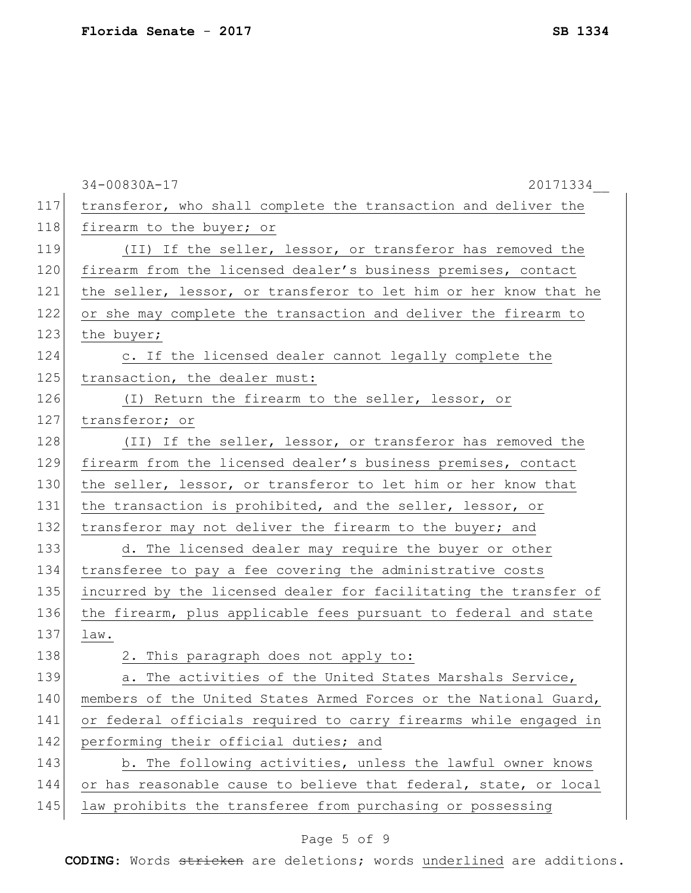transferor, who shall complete the transaction and deliver the firearm to the buyer; or

(II) If the seller, lessor, or transferor has removed the firearm from the licensed dealer's business premises, contact the seller, lessor, or transferor to let him or her know that he or she may complete the transaction and deliver the firearm to the buyer;

c. If the licensed dealer cannot legally complete the transaction, the dealer must:

(I) Return the firearm to the seller, lessor, or transferor; or

(II) If the seller, lessor, or transferor has removed the firearm from the licensed dealer's business premises, contact the seller, lessor, or transferor to let him or her know that the transaction is prohibited, and the seller, lessor, or transferor may not deliver the firearm to the buyer; and

d. The licensed dealer may require the buyer or other transferee to pay a fee covering the administrative costs incurred by the licensed dealer for facilitating the transfer of the firearm, plus applicable fees pursuant to federal and state law.

2. This paragraph does not apply to:

a. The activities of the United States Marshals Service, members of the United States Armed Forces or the National Guard, or federal officials required to carry firearms while engaged in performing their official duties; and

b. The following activities, unless the lawful owner knows or has reasonable cause to believe that federal, state, or local law prohibits the transferee from purchasing or possessing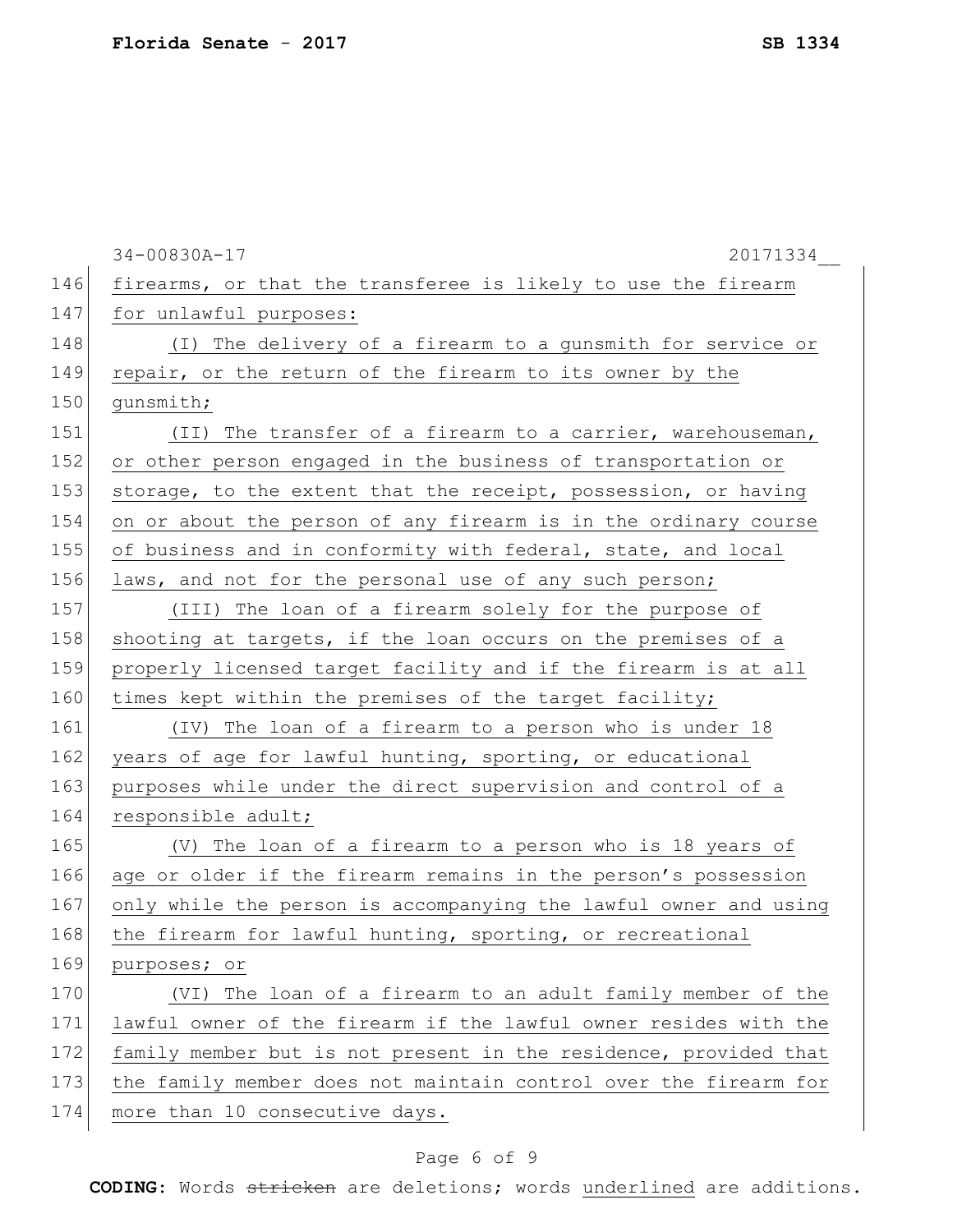firearms, or that the transferee is likely to use the firearm for unlawful purposes:

(I) The delivery of a firearm to a gunsmith for service or repair, or the return of the firearm to its owner by the gunsmith;

(II) The transfer of a firearm to a carrier, warehouseman, or other person engaged in the business of transportation or storage, to the extent that the receipt, possession, or having on or about the person of any firearm is in the ordinary course of business and in conformity with federal, state, and local laws, and not for the personal use of any such person;

(III) The loan of a firearm solely for the purpose of shooting at targets, if the loan occurs on the premises of a properly licensed target facility and if the firearm is at all times kept within the premises of the target facility;

(IV) The loan of a firearm to a person who is under 18 years of age for lawful hunting, sporting, or educational purposes while under the direct supervision and control of a responsible adult;

(V) The loan of a firearm to a person who is 18 years of age or older if the firearm remains in the person's possession only while the person is accompanying the lawful owner and using the firearm for lawful hunting, sporting, or recreational purposes; or

(VI) The loan of a firearm to an adult family member of the lawful owner of the firearm if the lawful owner resides with the family member but is not present in the residence, provided that the family member does not maintain control over the firearm for more than 10 consecutive days.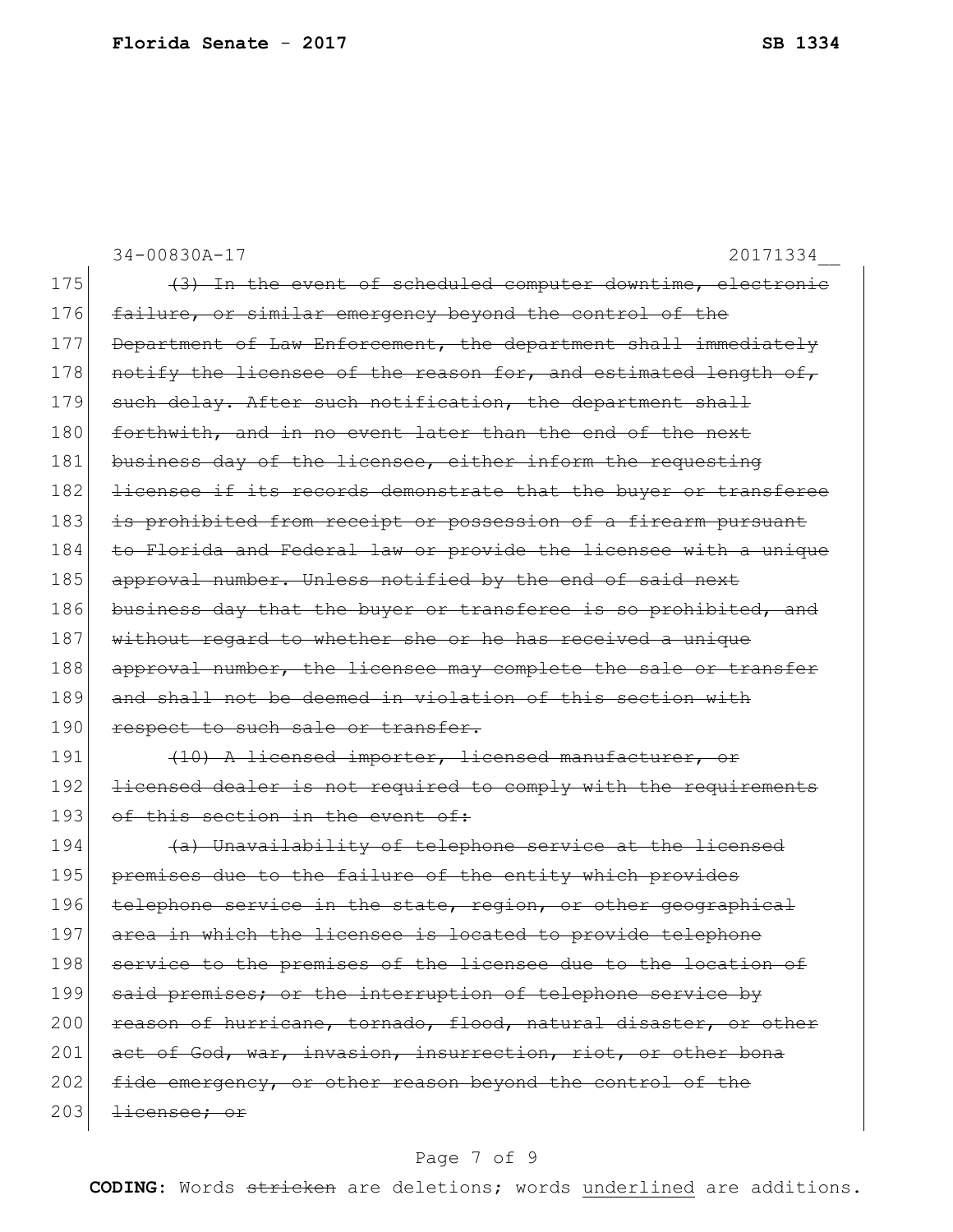34-00830A-17 20171334__

175 ~~(3) In the event of scheduled computer downtime, electronic~~
176 ~~failure, or similar emergency beyond the control of the~~
177 ~~Department of Law Enforcement, the department shall immediately~~
178 ~~notify the licensee of the reason for, and estimated length of,~~
179 ~~such delay. After such notification, the department shall~~
180 ~~forthwith, and in no event later than the end of the next~~
181 ~~business day of the licensee, either inform the requesting~~
182 ~~licensee if its records demonstrate that the buyer or transferee~~
183 ~~is prohibited from receipt or possession of a firearm pursuant~~
184 ~~to Florida and Federal law or provide the licensee with a unique~~
185 ~~approval number. Unless notified by the end of said next~~
186 ~~business day that the buyer or transferee is so prohibited, and~~
187 ~~without regard to whether she or he has received a unique~~
188 ~~approval number, the licensee may complete the sale or transfer~~
189 ~~and shall not be deemed in violation of this section with~~
190 ~~respect to such sale or transfer.~~
191 ~~(10) A licensed importer, licensed manufacturer, or~~
192 ~~licensed dealer is not required to comply with the requirements~~
193 ~~of this section in the event of:~~
194 ~~(a) Unavailability of telephone service at the licensed~~
195 ~~premises due to the failure of the entity which provides~~
196 ~~telephone service in the state, region, or other geographical~~
197 ~~area in which the licensee is located to provide telephone~~
198 ~~service to the premises of the licensee due to the location of~~
199 ~~said premises; or the interruption of telephone service by~~
200 ~~reason of hurricane, tornado, flood, natural disaster, or other~~
201 ~~act of God, war, invasion, insurrection, riot, or other bona~~
202 ~~fide emergency, or other reason beyond the control of the~~
203 ~~licensee; or~~

**CODING:** Words ~~stricken~~ are deletions; words <u>underlined</u> are additions.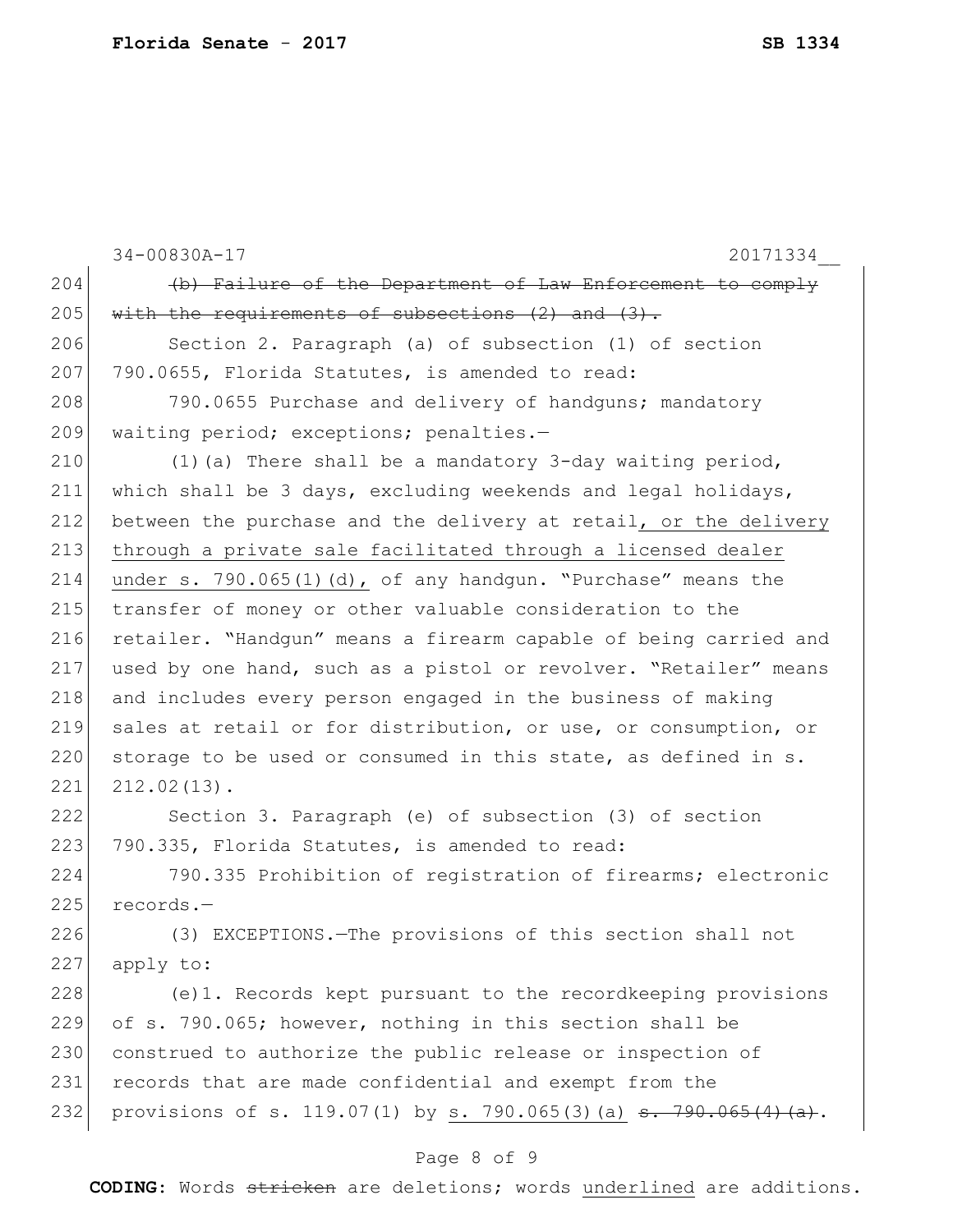~~(b) Failure of the Department of Law Enforcement to comply with the requirements of subsections (2) and (3).~~

Section 2. Paragraph (a) of subsection (1) of section 790.0655, Florida Statutes, is amended to read:

790.0655 Purchase and delivery of handguns; mandatory waiting period; exceptions; penalties.—

(1)(a) There shall be a mandatory 3-day waiting period, which shall be 3 days, excluding weekends and legal holidays, between the purchase and the delivery at retail<u>, or the delivery through a private sale facilitated through a licensed dealer under s. 790.065(1)(d),</u> of any handgun. "Purchase" means the transfer of money or other valuable consideration to the retailer. "Handgun" means a firearm capable of being carried and used by one hand, such as a pistol or revolver. "Retailer" means and includes every person engaged in the business of making sales at retail or for distribution, or use, or consumption, or storage to be used or consumed in this state, as defined in s. 212.02(13).

Section 3. Paragraph (e) of subsection (3) of section 790.335, Florida Statutes, is amended to read:

790.335 Prohibition of registration of firearms; electronic records.—

(3) EXCEPTIONS.—The provisions of this section shall not apply to:

(e)1. Records kept pursuant to the recordkeeping provisions of s. 790.065; however, nothing in this section shall be construed to authorize the public release or inspection of records that are made confidential and exempt from the provisions of s. 119.07(1) by <u>s. 790.065(3)(a)</u> ~~s. 790.065(4)(a)~~.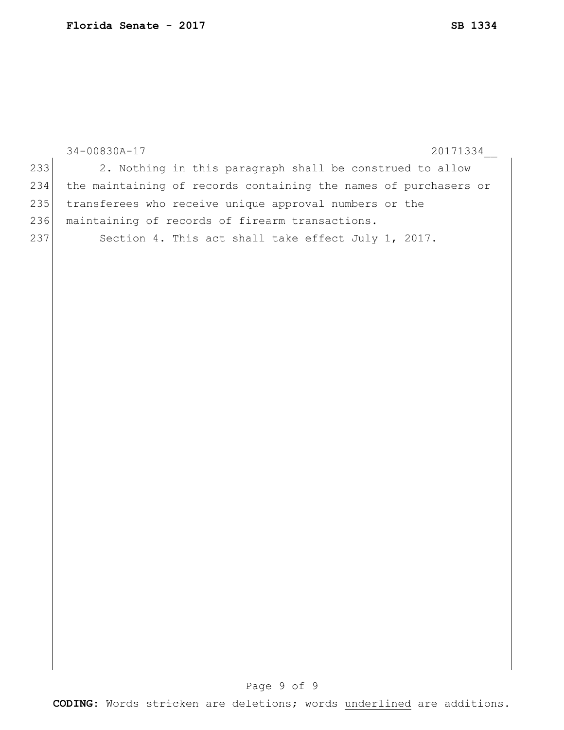2. Nothing in this paragraph shall be construed to allow the maintaining of records containing the names of purchasers or transferees who receive unique approval numbers or the maintaining of records of firearm transactions.

Section 4. This act shall take effect July 1, 2017.